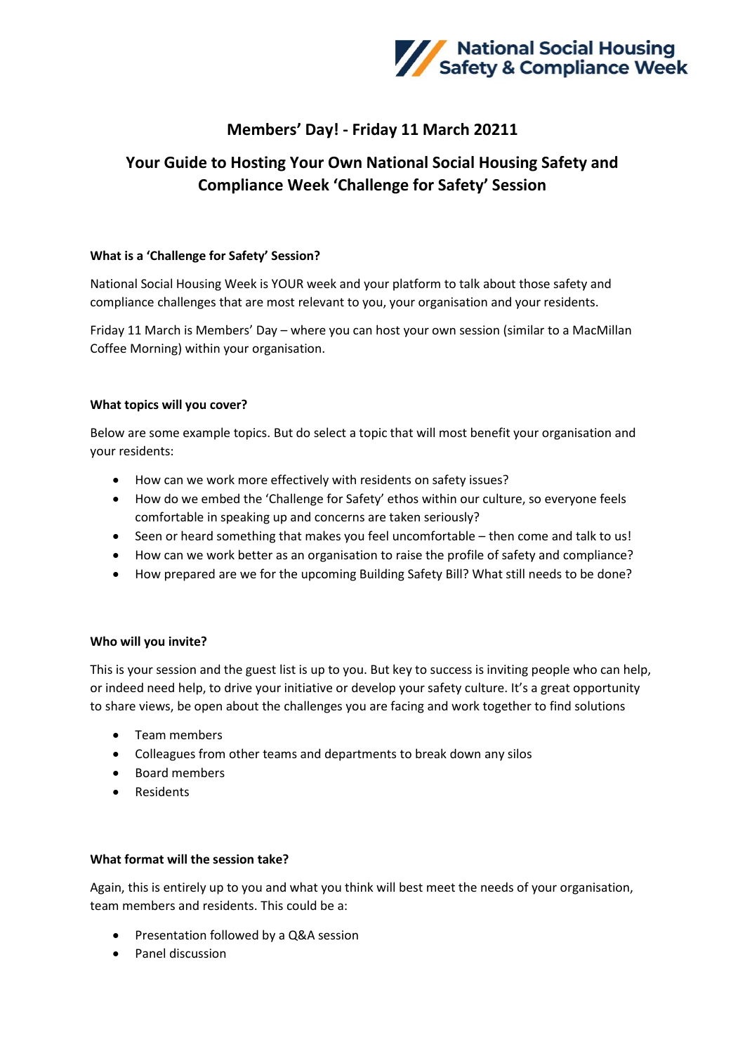National Social Housing Safety & Compliance Week

# Members' Day! - Friday 11 March 20211

## Your Guide to Hosting Your Own National Social Housing Safety and Compliance Week 'Challenge for Safety' Session

### What is a 'Challenge for Safety' Session?

National Social Housing Week is YOUR week and your platform to talk about those safety and compliance challenges that are most relevant to you, your organisation and your residents.

Friday 11 March is Members' Day – where you can host your own session (similar to a MacMillan Coffee Morning) within your organisation.

### What topics will you cover?

Below are some example topics. But do select a topic that will most benefit your organisation and your residents:

- How can we work more effectively with residents on safety issues?
- How do we embed the 'Challenge for Safety' ethos within our culture, so everyone feels comfortable in speaking up and concerns are taken seriously?
- Seen or heard something that makes you feel uncomfortable – then come and talk to us!
- How can we work better as an organisation to raise the profile of safety and compliance?
- How prepared are we for the upcoming Building Safety Bill? What still needs to be done?

### Who will you invite?

This is your session and the guest list is up to you. But key to success is inviting people who can help, or indeed need help, to drive your initiative or develop your safety culture. It's a great opportunity to share views, be open about the challenges you are facing and work together to find solutions

- Team members
- Colleagues from other teams and departments to break down any silos
- Board members
- Residents

### What format will the session take?

Again, this is entirely up to you and what you think will best meet the needs of your organisation, team members and residents. This could be a:

- Presentation followed by a Q&A session
- Panel discussion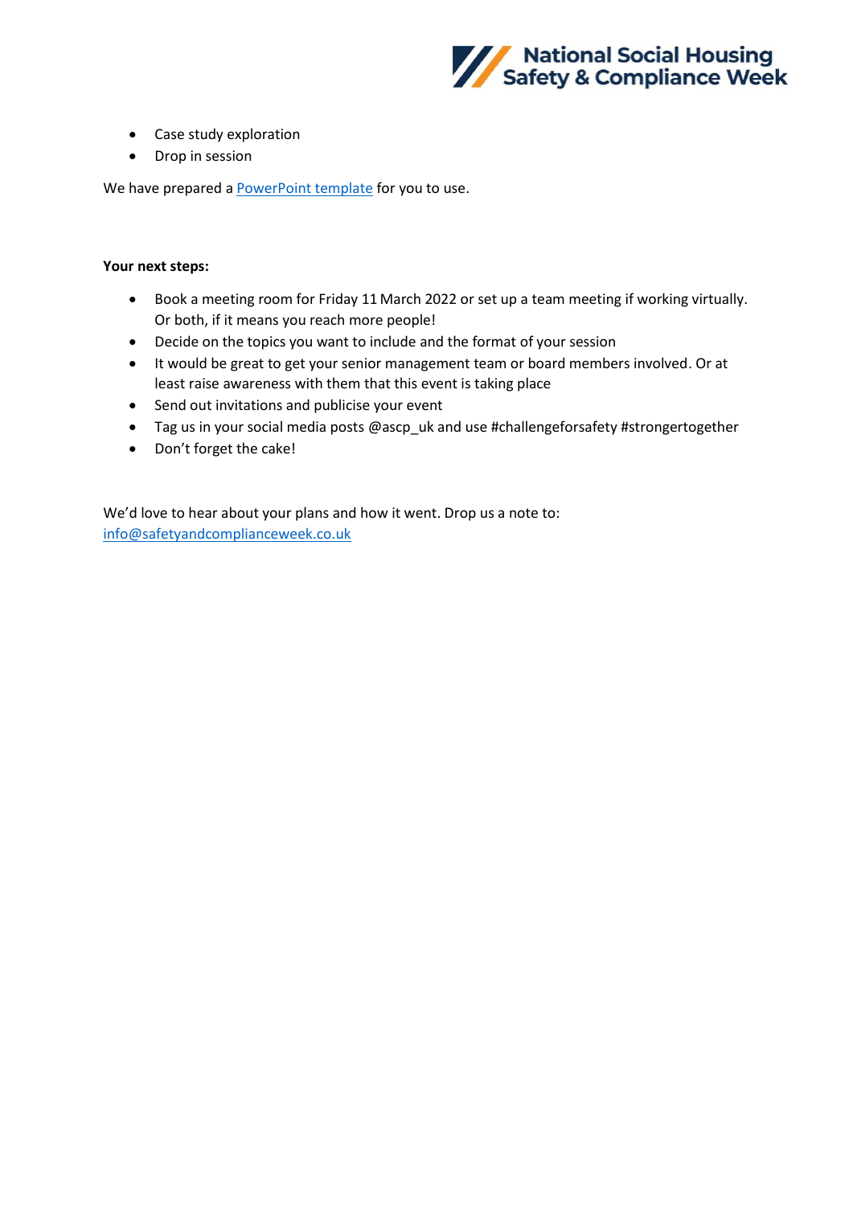- Case study exploration
- Drop in session

We have prepared a [PowerPoint template] for you to use.

**Your next steps:**

- Book a meeting room for Friday 11 March 2022 or set up a team meeting if working virtually. Or both, if it means you reach more people!
- Decide on the topics you want to include and the format of your session
- It would be great to get your senior management team or board members involved. Or at least raise awareness with them that this event is taking place
- Send out invitations and publicise your event
- Tag us in your social media posts @ascp_uk and use #challengeforsafety #strongertogether
- Don't forget the cake!

We'd love to hear about your plans and how it went. Drop us a note to: info@safetyandcomplianceweek.co.uk